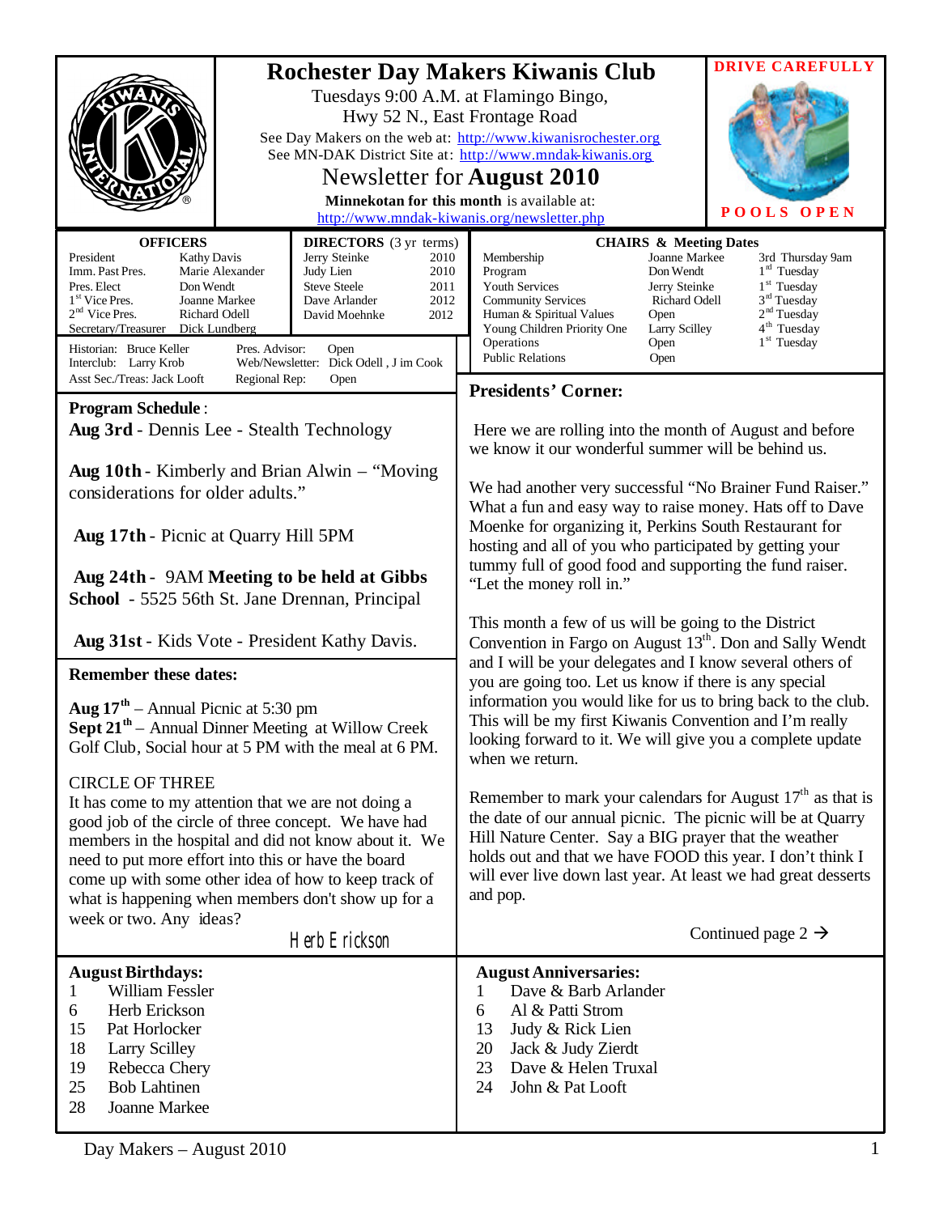# Rochester Day Makers Kiwanis Club

Tuesdays 9:00 A.M. at Flamingo Bingo,
Hwy 52 N., East Frontage Road

See Day Makers on the web at: http://www.kiwanisrochester.org
See MN-DAK District Site at: http://www.mndak-kiwanis.org

## Newsletter for **August 2010**

**Minnekotan for this month** is available at:
http://www.mndak-kiwanis.org/newsletter.php

**DRIVE CAREFULLY**

**POOLS OPEN**

| **OFFICERS** | |
|---|---|
| President | Kathy Davis |
| Imm. Past Pres. | Marie Alexander |
| Pres. Elect | Don Wendt |
| 1st Vice Pres. | Joanne Markee |
| 2nd Vice Pres. | Richard Odell |
| Secretary/Treasurer | Dick Lundberg |

| **DIRECTORS** (3 yr terms) | |
|---|---|
| Jerry Steinke | 2010 |
| Judy Lien | 2010 |
| Steve Steele | 2011 |
| Dave Arlander | 2012 |
| David Moehnke | 2012 |

Historian: Bruce Keller — Pres. Advisor: Open
Interclub: Larry Krob — Web/Newsletter: Dick Odell , J im Cook
Asst Sec./Treas: Jack Looft — Regional Rep: Open

| **CHAIRS & Meeting Dates** | | |
|---|---|---|
| Membership | Joanne Markee | 3rd Thursday 9am |
| Program | Don Wendt | 1st Tuesday |
| Youth Services | Jerry Steinke | 1st Tuesday |
| Community Services | Richard Odell | 3rd Tuesday |
| Human & Spiritual Values | Open | 2nd Tuesday |
| Young Children Priority One | Larry Scilley | 4th Tuesday |
| Operations | Open | 1st Tuesday |
| Public Relations | Open | |

**Program Schedule** :

**Aug 3rd** - Dennis Lee - Stealth Technology

**Aug 10th** - Kimberly and Brian Alwin – "Moving considerations for older adults."

**Aug 17th** - Picnic at Quarry Hill 5PM

**Aug 24th** - 9AM **Meeting to be held at Gibbs School** - 5525 56th St. Jane Drennan, Principal

**Aug 31st** - Kids Vote - President Kathy Davis.

**Remember these dates:**

**Aug 17th** – Annual Picnic at 5:30 pm
**Sept 21th** – Annual Dinner Meeting at Willow Creek Golf Club, Social hour at 5 PM with the meal at 6 PM.

CIRCLE OF THREE
It has come to my attention that we are not doing a good job of the circle of three concept. We have had members in the hospital and did not know about it. We need to put more effort into this or have the board come up with some other idea of how to keep track of what is happening when members don't show up for a week or two. Any ideas?

*Herb Erickson*

## Presidents' Corner:

Here we are rolling into the month of August and before we know it our wonderful summer will be behind us.

We had another very successful "No Brainer Fund Raiser." What a fun and easy way to raise money. Hats off to Dave Moenke for organizing it, Perkins South Restaurant for hosting and all of you who participated by getting your tummy full of good food and supporting the fund raiser. "Let the money roll in."

This month a few of us will be going to the District Convention in Fargo on August 13th. Don and Sally Wendt and I will be your delegates and I know several others of you are going too. Let us know if there is any special information you would like for us to bring back to the club. This will be my first Kiwanis Convention and I'm really looking forward to it. We will give you a complete update when we return.

Remember to mark your calendars for August 17th as that is the date of our annual picnic. The picnic will be at Quarry Hill Nature Center. Say a BIG prayer that the weather holds out and that we have FOOD this year. I don't think I will ever live down last year. At least we had great desserts and pop.

Continued page 2 →

**August Birthdays:**

1 William Fessler
6 Herb Erickson
15 Pat Horlocker
18 Larry Scilley
19 Rebecca Chery
25 Bob Lahtinen
28 Joanne Markee

**August Anniversaries:**

1 Dave & Barb Arlander
6 Al & Patti Strom
13 Judy & Rick Lien
20 Jack & Judy Zierdt
23 Dave & Helen Truxal
24 John & Pat Looft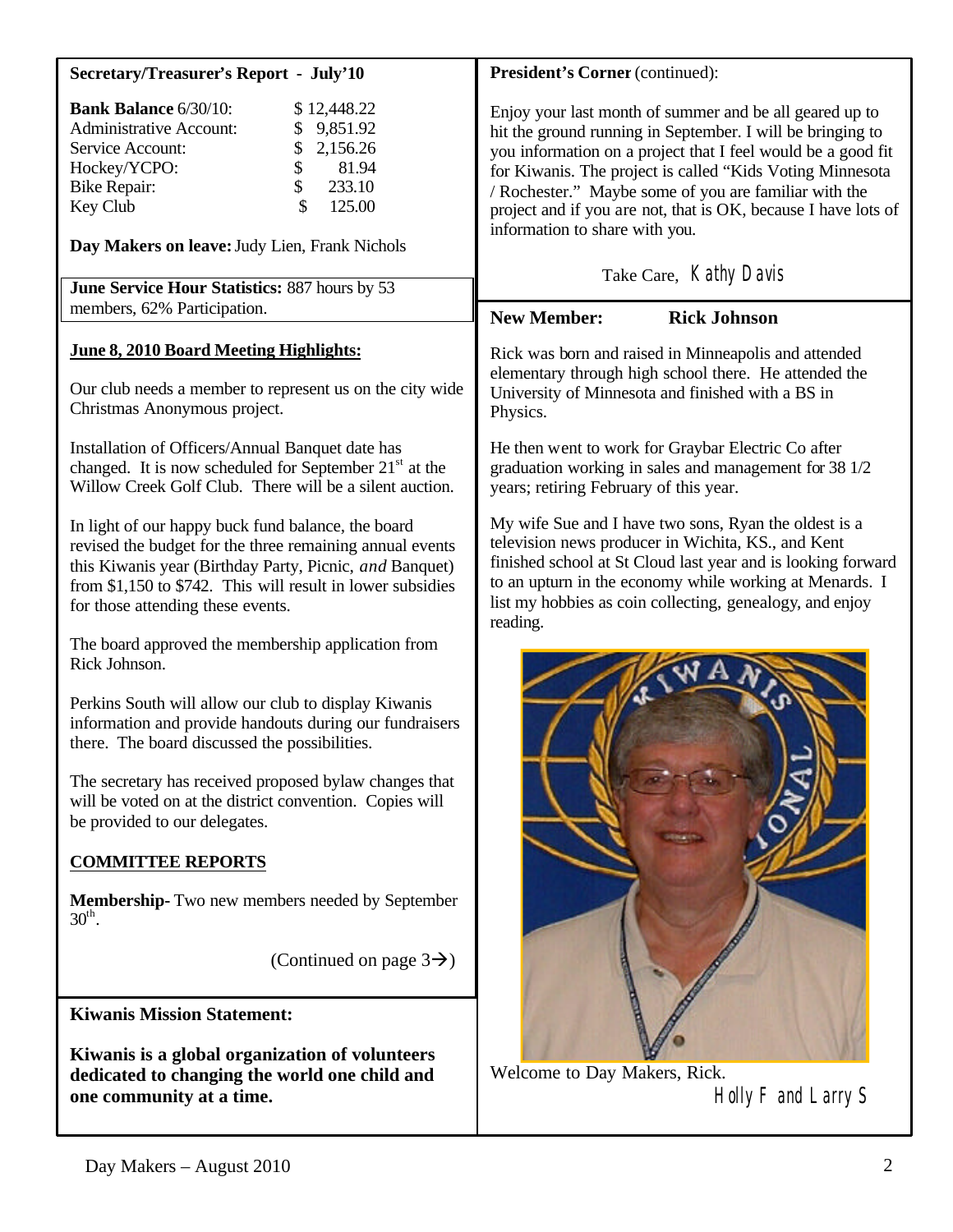## Secretary/Treasurer's Report - July'10

| | |
|---|---|
| **Bank Balance** 6/30/10: | $ 12,448.22 |
| Administrative Account: | $ 9,851.92 |
| Service Account: | $ 2,156.26 |
| Hockey/YCPO: | $ 81.94 |
| Bike Repair: | $ 233.10 |
| Key Club | $ 125.00 |

**Day Makers on leave:** Judy Lien, Frank Nichols

**June Service Hour Statistics:** 887 hours by 53 members, 62% Participation.

**June 8, 2010 Board Meeting Highlights:**

Our club needs a member to represent us on the city wide Christmas Anonymous project.

Installation of Officers/Annual Banquet date has changed. It is now scheduled for September 21st at the Willow Creek Golf Club. There will be a silent auction.

In light of our happy buck fund balance, the board revised the budget for the three remaining annual events this Kiwanis year (Birthday Party, Picnic, *and* Banquet) from $1,150 to $742. This will result in lower subsidies for those attending these events.

The board approved the membership application from Rick Johnson.

Perkins South will allow our club to display Kiwanis information and provide handouts during our fundraisers there. The board discussed the possibilities.

The secretary has received proposed bylaw changes that will be voted on at the district convention. Copies will be provided to our delegates.

**COMMITTEE REPORTS**

**Membership-** Two new members needed by September 30th.

(Continued on page 3→)

**Kiwanis Mission Statement:**

**Kiwanis is a global organization of volunteers dedicated to changing the world one child and one community at a time.**

**President's Corner** (continued):

Enjoy your last month of summer and be all geared up to hit the ground running in September. I will be bringing to you information on a project that I feel would be a good fit for Kiwanis. The project is called "Kids Voting Minnesota / Rochester." Maybe some of you are familiar with the project and if you are not, that is OK, because I have lots of information to share with you.

Take Care, Kathy Davis

## New Member: Rick Johnson

Rick was born and raised in Minneapolis and attended elementary through high school there. He attended the University of Minnesota and finished with a BS in Physics.

He then went to work for Graybar Electric Co after graduation working in sales and management for 38 1/2 years; retiring February of this year.

My wife Sue and I have two sons, Ryan the oldest is a television news producer in Wichita, KS., and Kent finished school at St Cloud last year and is looking forward to an upturn in the economy while working at Menards. I list my hobbies as coin collecting, genealogy, and enjoy reading.

Welcome to Day Makers, Rick.

Holly F and Larry S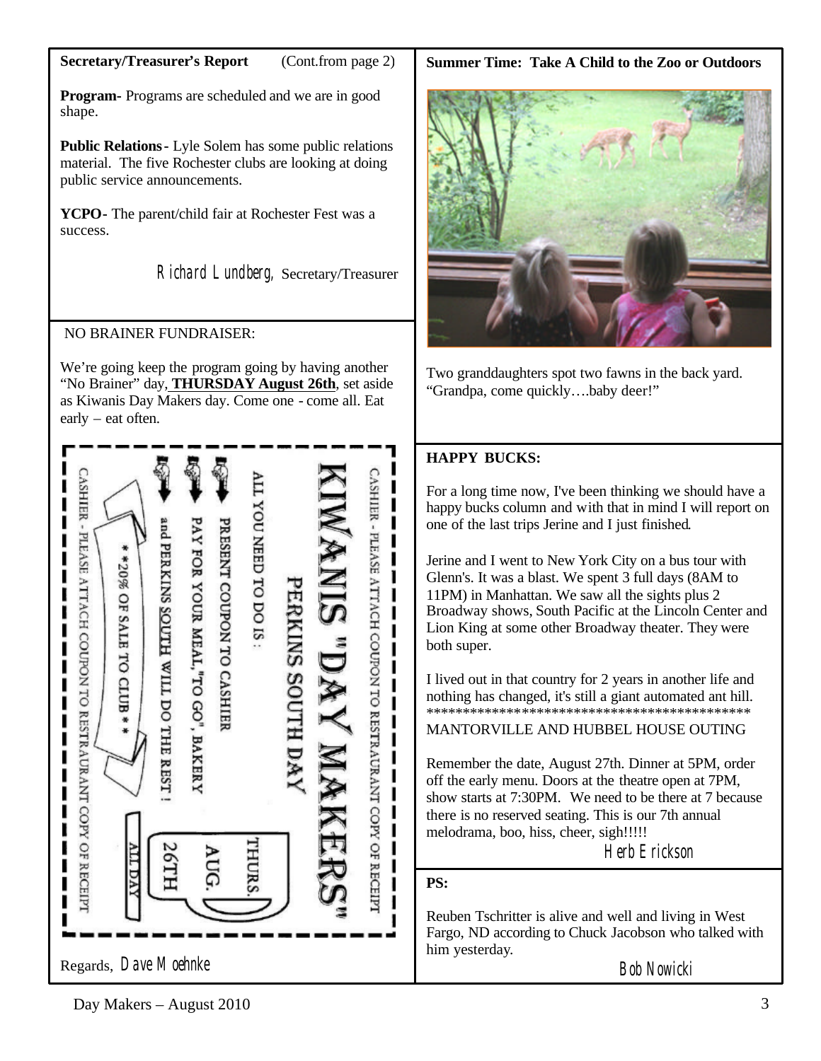**Secretary/Treasurer's Report** (Cont.from page 2)

**Program-** Programs are scheduled and we are in good shape.

**Public Relations-** Lyle Solem has some public relations material. The five Rochester clubs are looking at doing public service announcements.

**YCPO-** The parent/child fair at Rochester Fest was a success.

Richard Lundberg, Secretary/Treasurer

NO BRAINER FUNDRAISER:

We're going keep the program going by having another "No Brainer" day, **THURSDAY August 26th**, set aside as Kiwanis Day Makers day. Come one - come all. Eat early – eat often.

CASHIER - PLEASE ATTACH COUPON TO RESTRAURANT COPY OF RECEIPT

KIWANIS "DAY MAKERS"

PERKINS SOUTH DAY

ALL YOU NEED TO DO IS :

- PRESENT COUPON TO CASHIER
- PAY FOR YOUR MEAL,"TO GO", BAKERY
- and PERKINS SOUTH WILL DO THE REST !

THURS. AUG. 26TH

ALL DAY

* * 20% OF SALE TO CLUB * *

CASHIER - PLEASE ATTACH COUPON TO RESTRAURANT COPY OF RECEIPT

Regards, Dave Moehnke

**Summer Time: Take A Child to the Zoo or Outdoors**

Two granddaughters spot two fawns in the back yard. "Grandpa, come quickly….baby deer!"

**HAPPY BUCKS:**

For a long time now, I've been thinking we should have a happy bucks column and with that in mind I will report on one of the last trips Jerine and I just finished.

Jerine and I went to New York City on a bus tour with Glenn's. It was a blast. We spent 3 full days (8AM to 11PM) in Manhattan. We saw all the sights plus 2 Broadway shows, South Pacific at the Lincoln Center and Lion King at some other Broadway theater. They were both super.

I lived out in that country for 2 years in another life and nothing has changed, it's still a giant automated ant hill.

MANTORVILLE AND HUBBEL HOUSE OUTING

Remember the date, August 27th. Dinner at 5PM, order off the early menu. Doors at the theatre open at 7PM, show starts at 7:30PM. We need to be there at 7 because there is no reserved seating. This is our 7th annual melodrama, boo, hiss, cheer, sigh!!!!!

Herb Erickson

**PS:**

Reuben Tschritter is alive and well and living in West Fargo, ND according to Chuck Jacobson who talked with him yesterday.

Bob Nowicki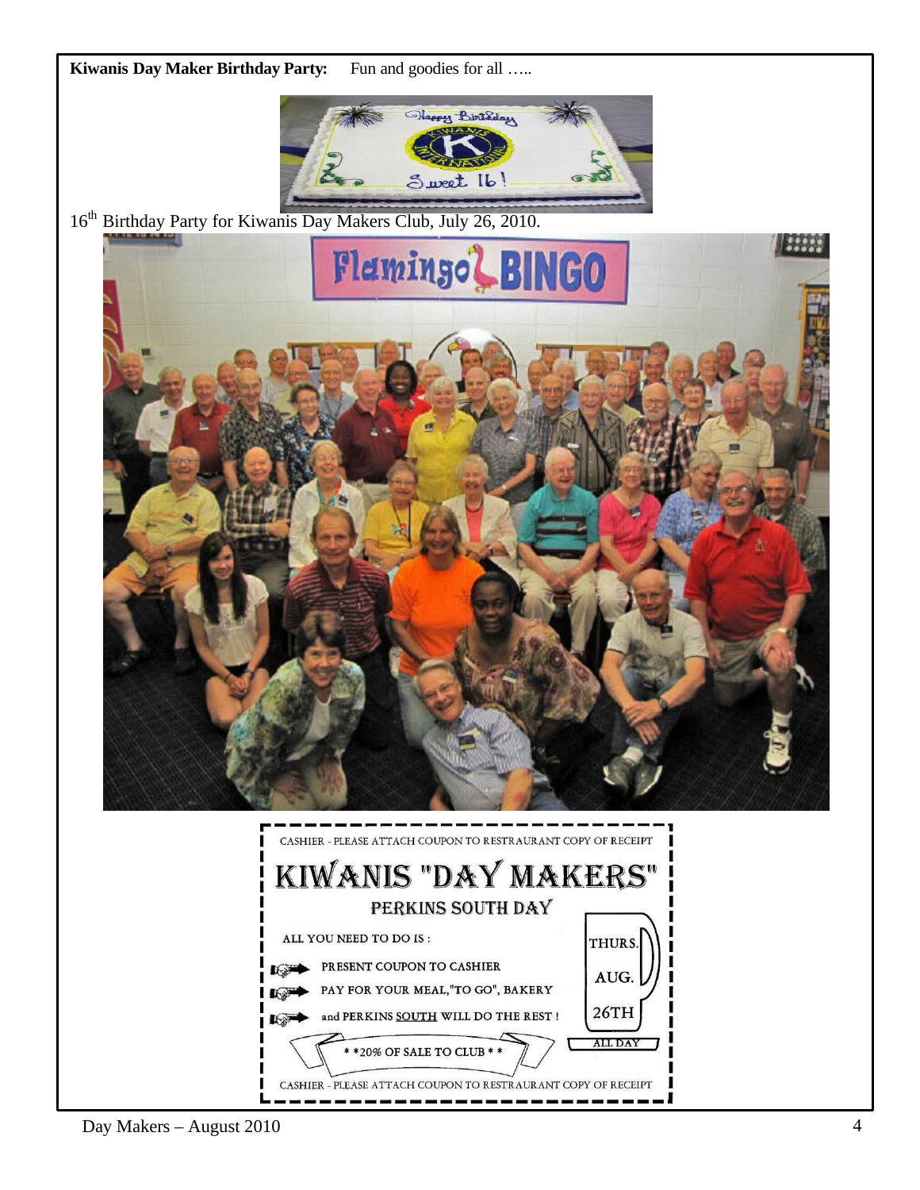**Kiwanis Day Maker Birthday Party:** Fun and goodies for all …..

16th Birthday Party for Kiwanis Day Makers Club, July 26, 2010.

CASHIER - PLEASE ATTACH COUPON TO RESTRAURANT COPY OF RECEIPT

# KIWANIS "DAY MAKERS"

## PERKINS SOUTH DAY

ALL YOU NEED TO DO IS :

- PRESENT COUPON TO CASHIER
- PAY FOR YOUR MEAL,"TO GO", BAKERY
- and PERKINS SOUTH WILL DO THE REST !

THURS.
AUG.
26TH
ALL DAY

* *20% OF SALE TO CLUB * *

CASHIER - PLEASE ATTACH COUPON TO RESTRAURANT COPY OF RECEIPT